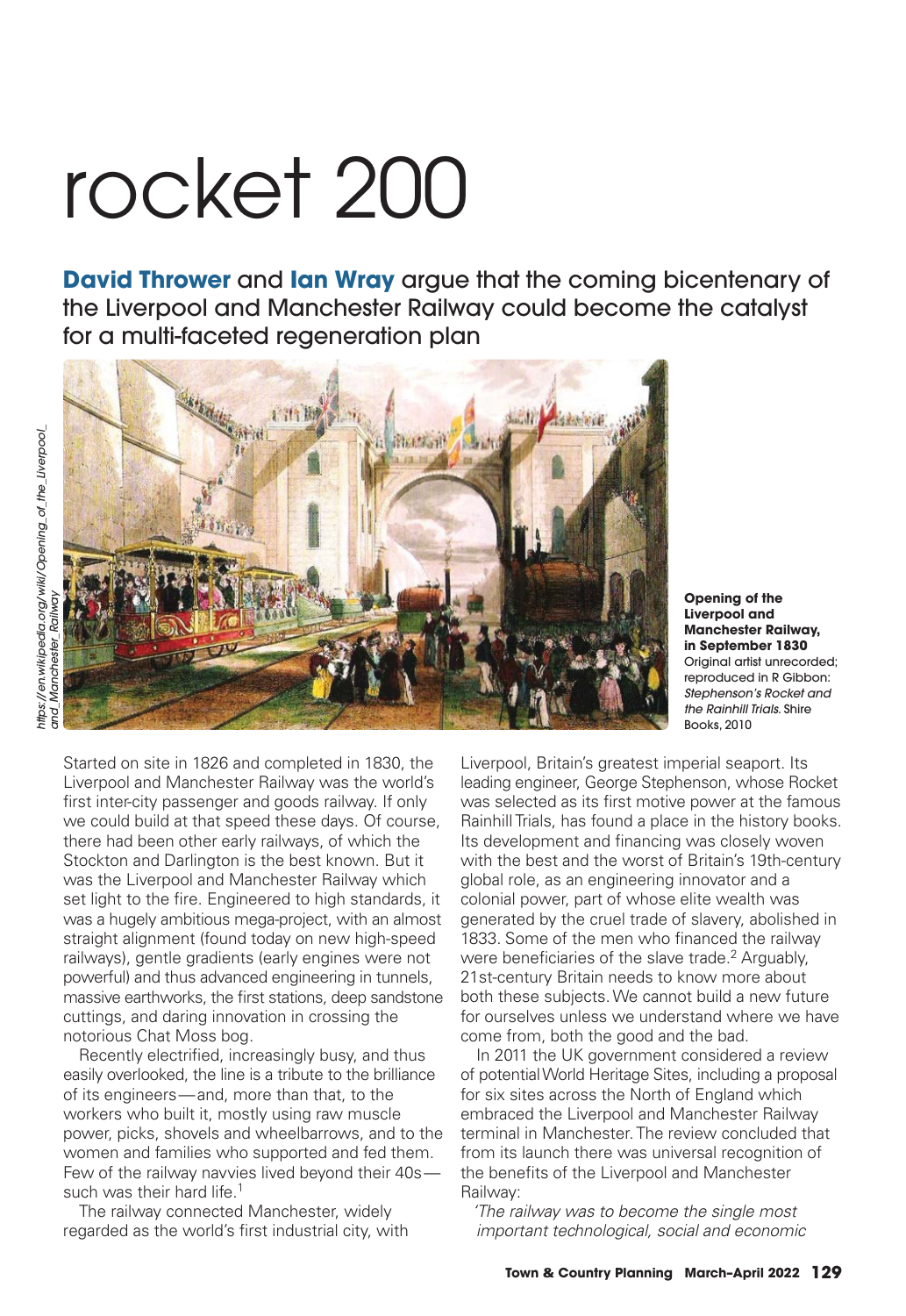# rocket 200

**David Thrower** and **Ian Wray** argue that the coming bicentenary of the Liverpool and Manchester Railway could become the catalyst for a multi-faceted regeneration plan

https://en.wikipedia.org/wiki/Opening_of_the_Liverpool_and_Manchester_Railway

**Opening of the Liverpool and Manchester Railway, in September 1830**
Original artist unrecorded; reproduced in R Gibbon: *Stephenson's Rocket and the Rainhill Trials*. Shire Books, 2010

Started on site in 1826 and completed in 1830, the Liverpool and Manchester Railway was the world's first inter-city passenger and goods railway. If only we could build at that speed these days. Of course, there had been other early railways, of which the Stockton and Darlington is the best known. But it was the Liverpool and Manchester Railway which set light to the fire. Engineered to high standards, it was a hugely ambitious mega-project, with an almost straight alignment (found today on new high-speed railways), gentle gradients (early engines were not powerful) and thus advanced engineering in tunnels, massive earthworks, the first stations, deep sandstone cuttings, and daring innovation in crossing the notorious Chat Moss bog.

Recently electrified, increasingly busy, and thus easily overlooked, the line is a tribute to the brilliance of its engineers—and, more than that, to the workers who built it, mostly using raw muscle power, picks, shovels and wheelbarrows, and to the women and families who supported and fed them. Few of the railway navvies lived beyond their 40s—such was their hard life.[1]

The railway connected Manchester, widely regarded as the world's first industrial city, with Liverpool, Britain's greatest imperial seaport. Its leading engineer, George Stephenson, whose Rocket was selected as its first motive power at the famous Rainhill Trials, has found a place in the history books. Its development and financing was closely woven with the best and the worst of Britain's 19th-century global role, as an engineering innovator and a colonial power, part of whose elite wealth was generated by the cruel trade of slavery, abolished in 1833. Some of the men who financed the railway were beneficiaries of the slave trade.[2] Arguably, 21st-century Britain needs to know more about both these subjects. We cannot build a new future for ourselves unless we understand where we have come from, both the good and the bad.

In 2011 the UK government considered a review of potential World Heritage Sites, including a proposal for six sites across the North of England which embraced the Liverpool and Manchester Railway terminal in Manchester. The review concluded that from its launch there was universal recognition of the benefits of the Liverpool and Manchester Railway:

*'The railway was to become the single most important technological, social and economic*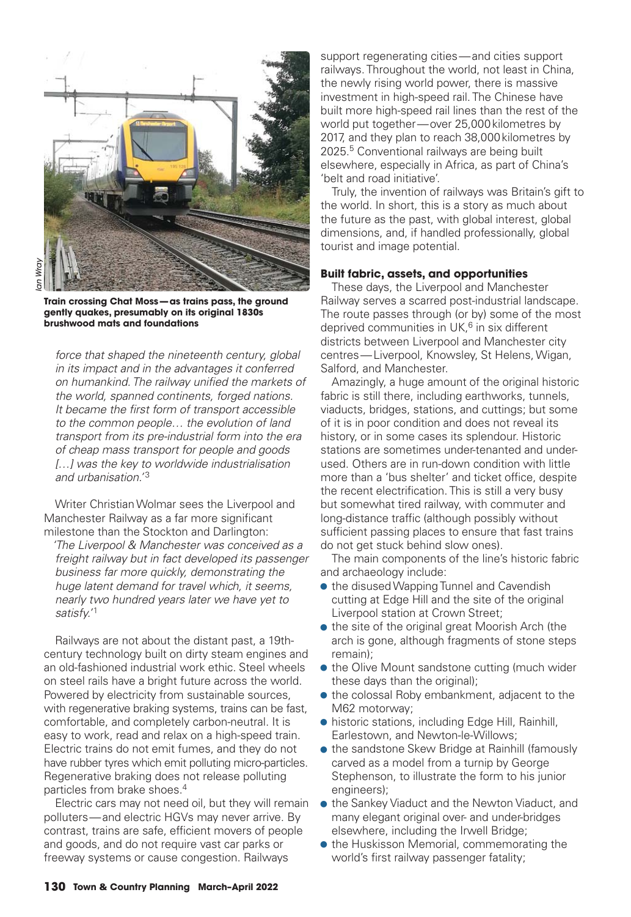Train crossing Chat Moss—as trains pass, the ground gently quakes, presumably on its original 1830s brushwood mats and foundations

*force that shaped the nineteenth century, global in its impact and in the advantages it conferred on humankind. The railway unified the markets of the world, spanned continents, forged nations. It became the first form of transport accessible to the common people… the evolution of land transport from its pre-industrial form into the era of cheap mass transport for people and goods […] was the key to worldwide industrialisation and urbanisation.'*[3]

Writer Christian Wolmar sees the Liverpool and Manchester Railway as a far more significant milestone than the Stockton and Darlington:

*'The Liverpool & Manchester was conceived as a freight railway but in fact developed its passenger business far more quickly, demonstrating the huge latent demand for travel which, it seems, nearly two hundred years later we have yet to satisfy.'*[1]

Railways are not about the distant past, a 19th-century technology built on dirty steam engines and an old-fashioned industrial work ethic. Steel wheels on steel rails have a bright future across the world. Powered by electricity from sustainable sources, with regenerative braking systems, trains can be fast, comfortable, and completely carbon-neutral. It is easy to work, read and relax on a high-speed train. Electric trains do not emit fumes, and they do not have rubber tyres which emit polluting micro-particles. Regenerative braking does not release polluting particles from brake shoes.[4]

Electric cars may not need oil, but they will remain polluters—and electric HGVs may never arrive. By contrast, trains are safe, efficient movers of people and goods, and do not require vast car parks or freeway systems or cause congestion. Railways support regenerating cities—and cities support railways. Throughout the world, not least in China, the newly rising world power, there is massive investment in high-speed rail. The Chinese have built more high-speed rail lines than the rest of the world put together—over 25,000 kilometres by 2017, and they plan to reach 38,000 kilometres by 2025.[5] Conventional railways are being built elsewhere, especially in Africa, as part of China's 'belt and road initiative'.

Truly, the invention of railways was Britain's gift to the world. In short, this is a story as much about the future as the past, with global interest, global dimensions, and, if handled professionally, global tourist and image potential.

**Built fabric, assets, and opportunities**

These days, the Liverpool and Manchester Railway serves a scarred post-industrial landscape. The route passes through (or by) some of the most deprived communities in UK,[6] in six different districts between Liverpool and Manchester city centres—Liverpool, Knowsley, St Helens, Wigan, Salford, and Manchester.

Amazingly, a huge amount of the original historic fabric is still there, including earthworks, tunnels, viaducts, bridges, stations, and cuttings; but some of it is in poor condition and does not reveal its history, or in some cases its splendour. Historic stations are sometimes under-tenanted and under-used. Others are in run-down condition with little more than a 'bus shelter' and ticket office, despite the recent electrification. This is still a very busy but somewhat tired railway, with commuter and long-distance traffic (although possibly without sufficient passing places to ensure that fast trains do not get stuck behind slow ones).

The main components of the line's historic fabric and archaeology include:

- the disused Wapping Tunnel and Cavendish cutting at Edge Hill and the site of the original Liverpool station at Crown Street;
- the site of the original great Moorish Arch (the arch is gone, although fragments of stone steps remain);
- the Olive Mount sandstone cutting (much wider these days than the original);
- the colossal Roby embankment, adjacent to the M62 motorway;
- historic stations, including Edge Hill, Rainhill, Earlestown, and Newton-le-Willows;
- the sandstone Skew Bridge at Rainhill (famously carved as a model from a turnip by George Stephenson, to illustrate the form to his junior engineers);
- the Sankey Viaduct and the Newton Viaduct, and many elegant original over- and under-bridges elsewhere, including the Irwell Bridge;
- the Huskisson Memorial, commemorating the world's first railway passenger fatality;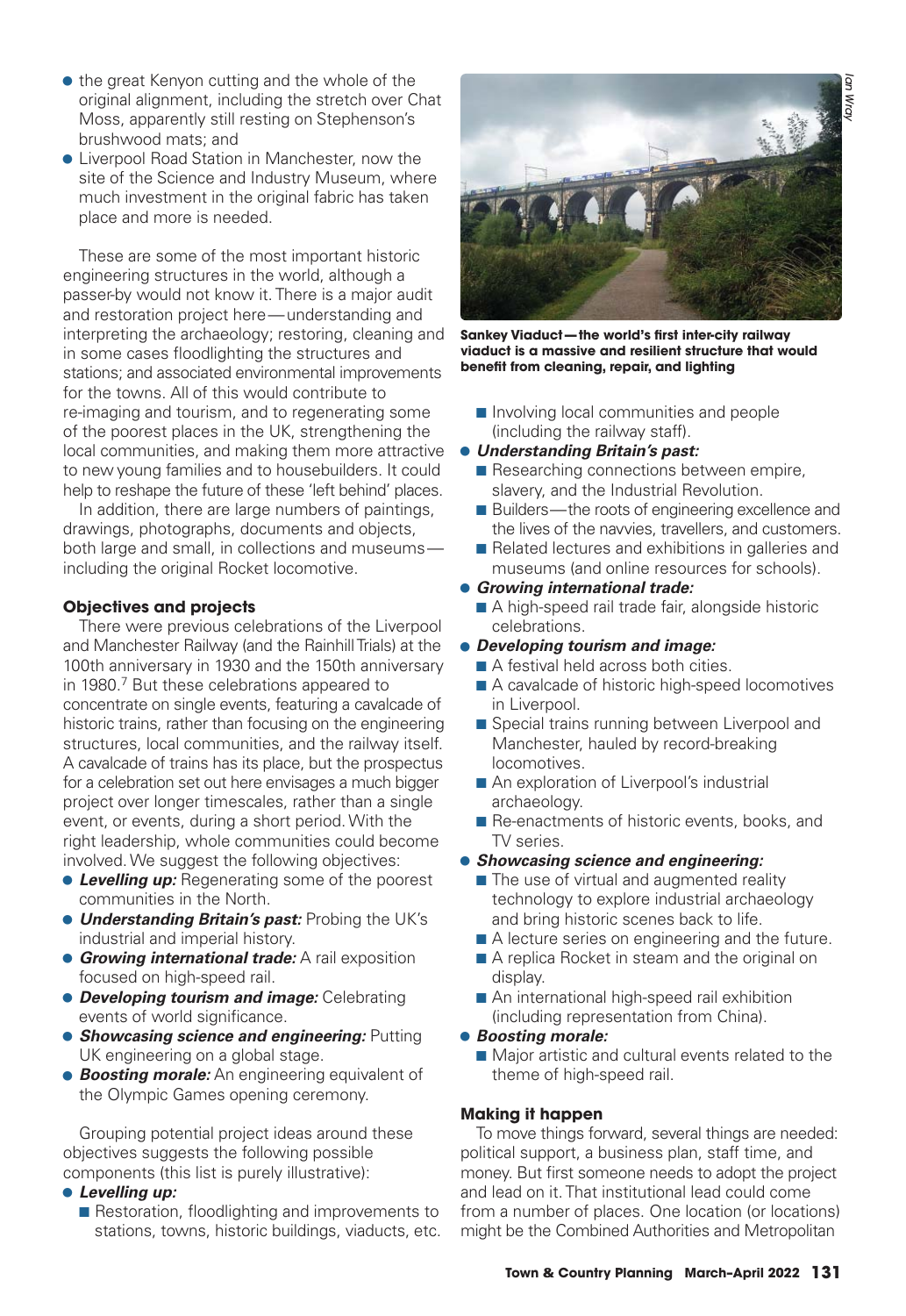- the great Kenyon cutting and the whole of the original alignment, including the stretch over Chat Moss, apparently still resting on Stephenson's brushwood mats; and
- Liverpool Road Station in Manchester, now the site of the Science and Industry Museum, where much investment in the original fabric has taken place and more is needed.

These are some of the most important historic engineering structures in the world, although a passer-by would not know it. There is a major audit and restoration project here—understanding and interpreting the archaeology; restoring, cleaning and in some cases floodlighting the structures and stations; and associated environmental improvements for the towns. All of this would contribute to re-imaging and tourism, and to regenerating some of the poorest places in the UK, strengthening the local communities, and making them more attractive to new young families and to housebuilders. It could help to reshape the future of these 'left behind' places.

In addition, there are large numbers of paintings, drawings, photographs, documents and objects, both large and small, in collections and museums—including the original Rocket locomotive.

### Objectives and projects

There were previous celebrations of the Liverpool and Manchester Railway (and the Rainhill Trials) at the 100th anniversary in 1930 and the 150th anniversary in 1980.[7] But these celebrations appeared to concentrate on single events, featuring a cavalcade of historic trains, rather than focusing on the engineering structures, local communities, and the railway itself. A cavalcade of trains has its place, but the prospectus for a celebration set out here envisages a much bigger project over longer timescales, rather than a single event, or events, during a short period. With the right leadership, whole communities could become involved. We suggest the following objectives:

- ***Levelling up:*** Regenerating some of the poorest communities in the North.
- ***Understanding Britain's past:*** Probing the UK's industrial and imperial history.
- ***Growing international trade:*** A rail exposition focused on high-speed rail.
- ***Developing tourism and image:*** Celebrating events of world significance.
- ***Showcasing science and engineering:*** Putting UK engineering on a global stage.
- ***Boosting morale:*** An engineering equivalent of the Olympic Games opening ceremony.

Grouping potential project ideas around these objectives suggests the following possible components (this list is purely illustrative):

- ***Levelling up:***
  - Restoration, floodlighting and improvements to stations, towns, historic buildings, viaducts, etc.
  - Involving local communities and people (including the railway staff).
- ***Understanding Britain's past:***
  - Researching connections between empire, slavery, and the Industrial Revolution.
  - Builders—the roots of engineering excellence and the lives of the navvies, travellers, and customers.
  - Related lectures and exhibitions in galleries and museums (and online resources for schools).
- ***Growing international trade:***
  - A high-speed rail trade fair, alongside historic celebrations.
- ***Developing tourism and image:***
  - A festival held across both cities.
  - A cavalcade of historic high-speed locomotives in Liverpool.
  - Special trains running between Liverpool and Manchester, hauled by record-breaking locomotives.
  - An exploration of Liverpool's industrial archaeology.
  - Re-enactments of historic events, books, and TV series.
- ***Showcasing science and engineering:***
  - The use of virtual and augmented reality technology to explore industrial archaeology and bring historic scenes back to life.
  - A lecture series on engineering and the future.
  - A replica Rocket in steam and the original on display.
  - An international high-speed rail exhibition (including representation from China).
- ***Boosting morale:***
  - Major artistic and cultural events related to the theme of high-speed rail.

Ian Wray

**Sankey Viaduct—the world's first inter-city railway viaduct is a massive and resilient structure that would benefit from cleaning, repair, and lighting**

### Making it happen

To move things forward, several things are needed: political support, a business plan, staff time, and money. But first someone needs to adopt the project and lead on it. That institutional lead could come from a number of places. One location (or locations) might be the Combined Authorities and Metropolitan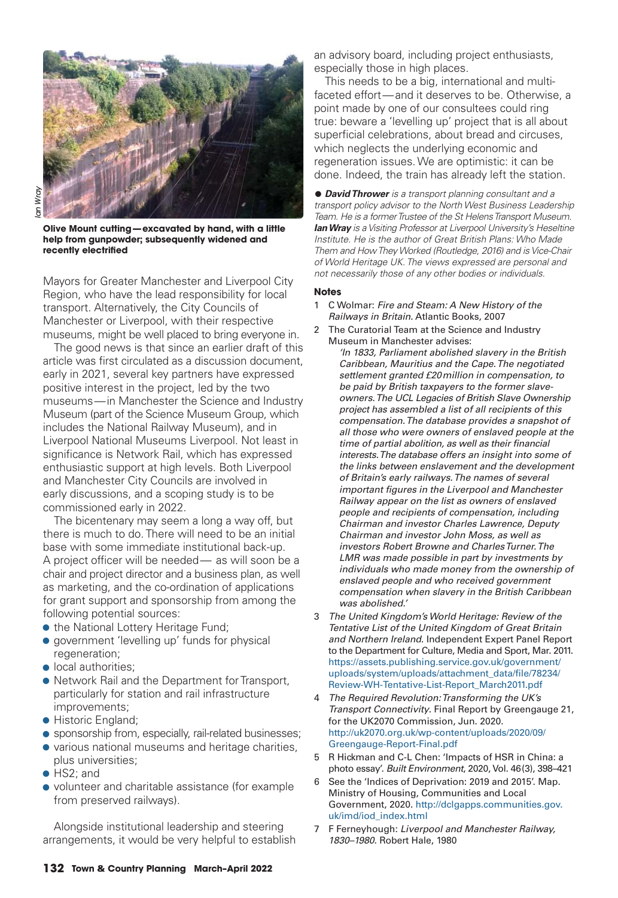Ian Wray

**Olive Mount cutting—excavated by hand, with a little help from gunpowder; subsequently widened and recently electrified**

Mayors for Greater Manchester and Liverpool City Region, who have the lead responsibility for local transport. Alternatively, the City Councils of Manchester or Liverpool, with their respective museums, might be well placed to bring everyone in.

The good news is that since an earlier draft of this article was first circulated as a discussion document, early in 2021, several key partners have expressed positive interest in the project, led by the two museums—in Manchester the Science and Industry Museum (part of the Science Museum Group, which includes the National Railway Museum), and in Liverpool National Museums Liverpool. Not least in significance is Network Rail, which has expressed enthusiastic support at high levels. Both Liverpool and Manchester City Councils are involved in early discussions, and a scoping study is to be commissioned early in 2022.

The bicentenary may seem a long a way off, but there is much to do. There will need to be an initial base with some immediate institutional back-up. A project officer will be needed— as will soon be a chair and project director and a business plan, as well as marketing, and the co-ordination of applications for grant support and sponsorship from among the following potential sources:

- the National Lottery Heritage Fund;
- government 'levelling up' funds for physical regeneration;
- local authorities;
- Network Rail and the Department for Transport, particularly for station and rail infrastructure improvements;
- Historic England;
- sponsorship from, especially, rail-related businesses;
- various national museums and heritage charities, plus universities;
- HS2; and
- volunteer and charitable assistance (for example from preserved railways).

Alongside institutional leadership and steering arrangements, it would be very helpful to establish an advisory board, including project enthusiasts, especially those in high places.

This needs to be a big, international and multi-faceted effort—and it deserves to be. Otherwise, a point made by one of our consultees could ring true: beware a 'levelling up' project that is all about superficial celebrations, about bread and circuses, which neglects the underlying economic and regeneration issues. We are optimistic: it can be done. Indeed, the train has already left the station.

● ***David Thrower*** *is a transport planning consultant and a transport policy advisor to the North West Business Leadership Team. He is a former Trustee of the St Helens Transport Museum.* ***Ian Wray*** *is a Visiting Professor at Liverpool University's Heseltine Institute. He is the author of Great British Plans: Who Made Them and How They Worked (Routledge, 2016) and is Vice-Chair of World Heritage UK. The views expressed are personal and not necessarily those of any other bodies or individuals.*

**Notes**

1. C Wolmar: *Fire and Steam: A New History of the Railways in Britain*. Atlantic Books, 2007
2. The Curatorial Team at the Science and Industry Museum in Manchester advises:
   *'In 1833, Parliament abolished slavery in the British Caribbean, Mauritius and the Cape. The negotiated settlement granted £20 million in compensation, to be paid by British taxpayers to the former slave-owners. The UCL Legacies of British Slave Ownership project has assembled a list of all recipients of this compensation. The database provides a snapshot of all those who were owners of enslaved people at the time of partial abolition, as well as their financial interests. The database offers an insight into some of the links between enslavement and the development of Britain's early railways. The names of several important figures in the Liverpool and Manchester Railway appear on the list as owners of enslaved people and recipients of compensation, including Chairman and investor Charles Lawrence, Deputy Chairman and investor John Moss, as well as investors Robert Browne and Charles Turner. The LMR was made possible in part by investments by individuals who made money from the ownership of enslaved people and who received government compensation when slavery in the British Caribbean was abolished.'*
3. *The United Kingdom's World Heritage: Review of the Tentative List of the United Kingdom of Great Britain and Northern Ireland*. Independent Expert Panel Report to the Department for Culture, Media and Sport, Mar. 2011. https://assets.publishing.service.gov.uk/government/uploads/system/uploads/attachment_data/file/78234/Review-WH-Tentative-List-Report_March2011.pdf
4. *The Required Revolution: Transforming the UK's Transport Connectivity*. Final Report by Greengauge 21, for the UK2070 Commission, Jun. 2020. http://uk2070.org.uk/wp-content/uploads/2020/09/Greengauge-Report-Final.pdf
5. R Hickman and C-L Chen: 'Impacts of HSR in China: a photo essay'. *Built Environment*, 2020, Vol. 46 (3), 398–421
6. See the 'Indices of Deprivation: 2019 and 2015'. Map. Ministry of Housing, Communities and Local Government, 2020. http://dclgapps.communities.gov.uk/imd/iod_index.html
7. F Ferneyhough: *Liverpool and Manchester Railway, 1830–1980*. Robert Hale, 1980